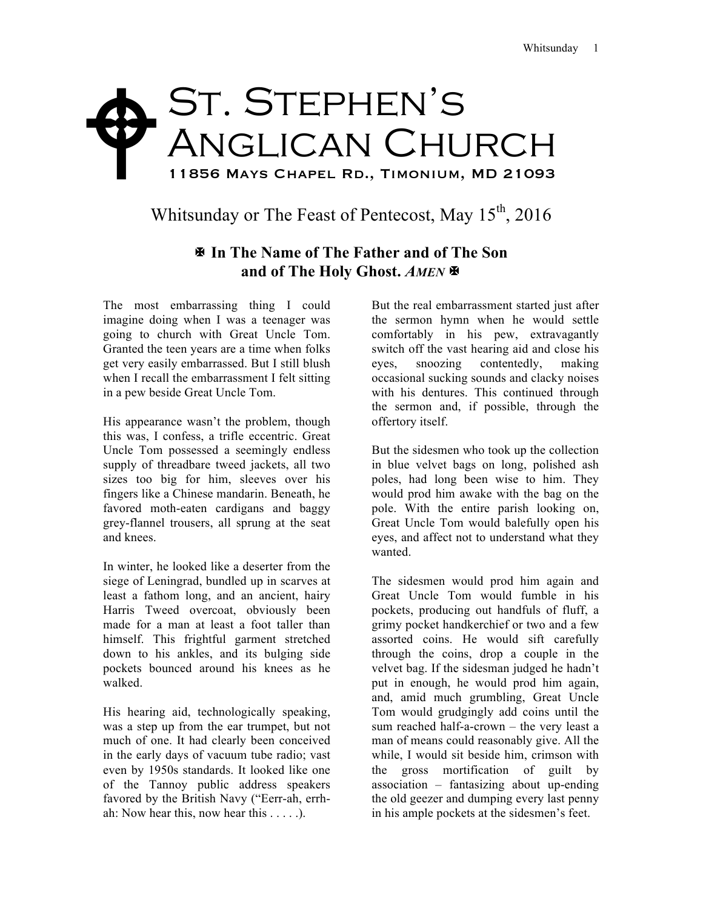# St. Stephen's Anglican Church

11856 Mays Chapel Rd., Timonium, MD 21093

## Whitsunday or The Feast of Pentecost, May 15th, 2016

**✠ In The Name of The Father and of The Son and of The Holy Ghost. *AMEN* ✠**

The most embarrassing thing I could imagine doing when I was a teenager was going to church with Great Uncle Tom. Granted the teen years are a time when folks get very easily embarrassed. But I still blush when I recall the embarrassment I felt sitting in a pew beside Great Uncle Tom.

His appearance wasn't the problem, though this was, I confess, a trifle eccentric. Great Uncle Tom possessed a seemingly endless supply of threadbare tweed jackets, all two sizes too big for him, sleeves over his fingers like a Chinese mandarin. Beneath, he favored moth-eaten cardigans and baggy grey-flannel trousers, all sprung at the seat and knees.

In winter, he looked like a deserter from the siege of Leningrad, bundled up in scarves at least a fathom long, and an ancient, hairy Harris Tweed overcoat, obviously been made for a man at least a foot taller than himself. This frightful garment stretched down to his ankles, and its bulging side pockets bounced around his knees as he walked.

His hearing aid, technologically speaking, was a step up from the ear trumpet, but not much of one. It had clearly been conceived in the early days of vacuum tube radio; vast even by 1950s standards. It looked like one of the Tannoy public address speakers favored by the British Navy ("Eerr-ah, errh-ah: Now hear this, now hear this . . . . .).

But the real embarrassment started just after the sermon hymn when he would settle comfortably in his pew, extravagantly switch off the vast hearing aid and close his eyes, snoozing contentedly, making occasional sucking sounds and clacky noises with his dentures. This continued through the sermon and, if possible, through the offertory itself.

But the sidesmen who took up the collection in blue velvet bags on long, polished ash poles, had long been wise to him. They would prod him awake with the bag on the pole. With the entire parish looking on, Great Uncle Tom would balefully open his eyes, and affect not to understand what they wanted.

The sidesmen would prod him again and Great Uncle Tom would fumble in his pockets, producing out handfuls of fluff, a grimy pocket handkerchief or two and a few assorted coins. He would sift carefully through the coins, drop a couple in the velvet bag. If the sidesman judged he hadn't put in enough, he would prod him again, and, amid much grumbling, Great Uncle Tom would grudgingly add coins until the sum reached half-a-crown – the very least a man of means could reasonably give. All the while, I would sit beside him, crimson with the gross mortification of guilt by association – fantasizing about up-ending the old geezer and dumping every last penny in his ample pockets at the sidesmen's feet.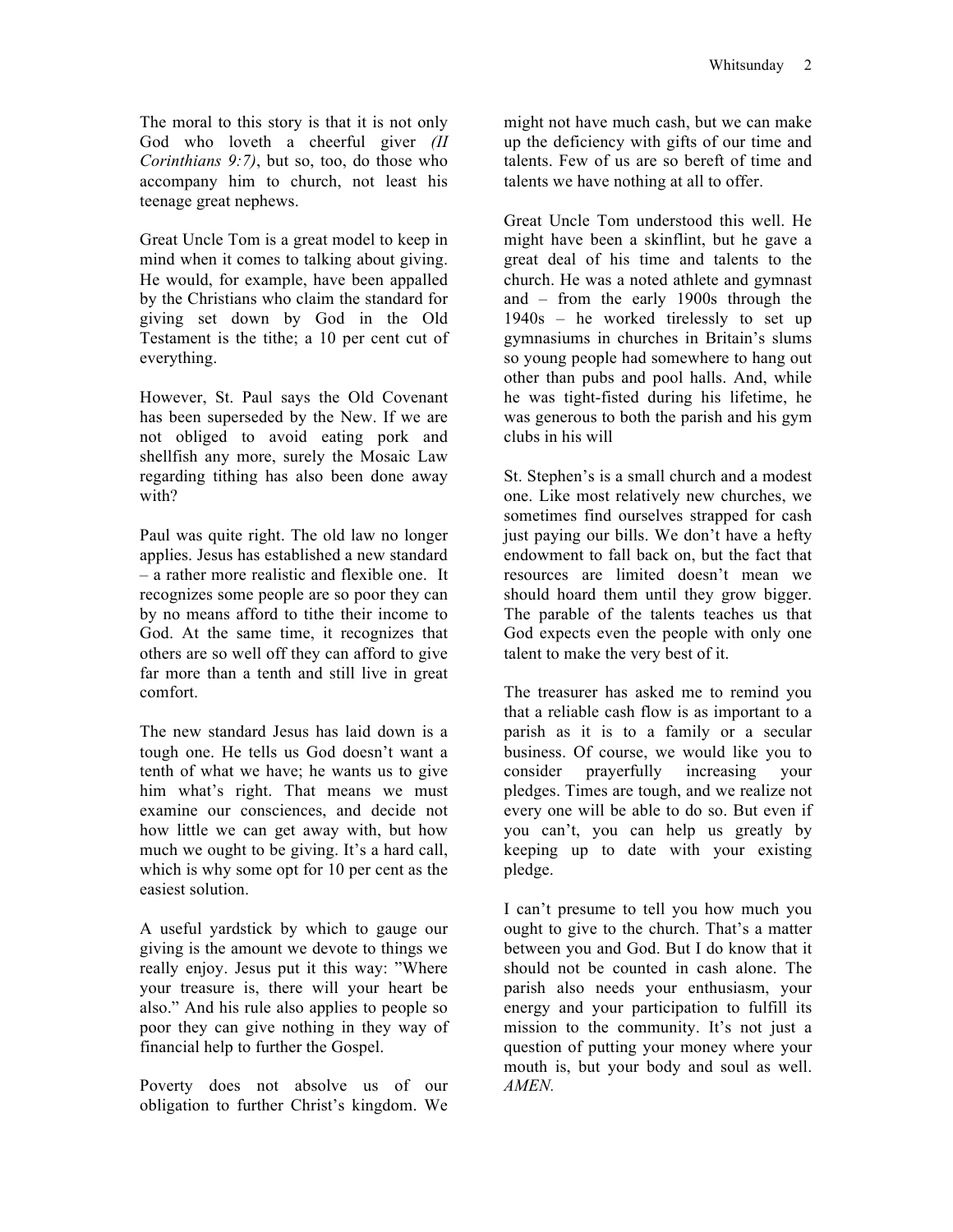The moral to this story is that it is not only God who loveth a cheerful giver *(II Corinthians 9:7)*, but so, too, do those who accompany him to church, not least his teenage great nephews.

Great Uncle Tom is a great model to keep in mind when it comes to talking about giving. He would, for example, have been appalled by the Christians who claim the standard for giving set down by God in the Old Testament is the tithe; a 10 per cent cut of everything.

However, St. Paul says the Old Covenant has been superseded by the New. If we are not obliged to avoid eating pork and shellfish any more, surely the Mosaic Law regarding tithing has also been done away with?

Paul was quite right. The old law no longer applies. Jesus has established a new standard – a rather more realistic and flexible one. It recognizes some people are so poor they can by no means afford to tithe their income to God. At the same time, it recognizes that others are so well off they can afford to give far more than a tenth and still live in great comfort.

The new standard Jesus has laid down is a tough one. He tells us God doesn't want a tenth of what we have; he wants us to give him what's right. That means we must examine our consciences, and decide not how little we can get away with, but how much we ought to be giving. It's a hard call, which is why some opt for 10 per cent as the easiest solution.

A useful yardstick by which to gauge our giving is the amount we devote to things we really enjoy. Jesus put it this way: "Where your treasure is, there will your heart be also." And his rule also applies to people so poor they can give nothing in they way of financial help to further the Gospel.

Poverty does not absolve us of our obligation to further Christ's kingdom. We might not have much cash, but we can make up the deficiency with gifts of our time and talents. Few of us are so bereft of time and talents we have nothing at all to offer.

Great Uncle Tom understood this well. He might have been a skinflint, but he gave a great deal of his time and talents to the church. He was a noted athlete and gymnast and – from the early 1900s through the 1940s – he worked tirelessly to set up gymnasiums in churches in Britain's slums so young people had somewhere to hang out other than pubs and pool halls. And, while he was tight-fisted during his lifetime, he was generous to both the parish and his gym clubs in his will

St. Stephen's is a small church and a modest one. Like most relatively new churches, we sometimes find ourselves strapped for cash just paying our bills. We don't have a hefty endowment to fall back on, but the fact that resources are limited doesn't mean we should hoard them until they grow bigger. The parable of the talents teaches us that God expects even the people with only one talent to make the very best of it.

The treasurer has asked me to remind you that a reliable cash flow is as important to a parish as it is to a family or a secular business. Of course, we would like you to consider prayerfully increasing your pledges. Times are tough, and we realize not every one will be able to do so. But even if you can't, you can help us greatly by keeping up to date with your existing pledge.

I can't presume to tell you how much you ought to give to the church. That's a matter between you and God. But I do know that it should not be counted in cash alone. The parish also needs your enthusiasm, your energy and your participation to fulfill its mission to the community. It's not just a question of putting your money where your mouth is, but your body and soul as well. *AMEN.*